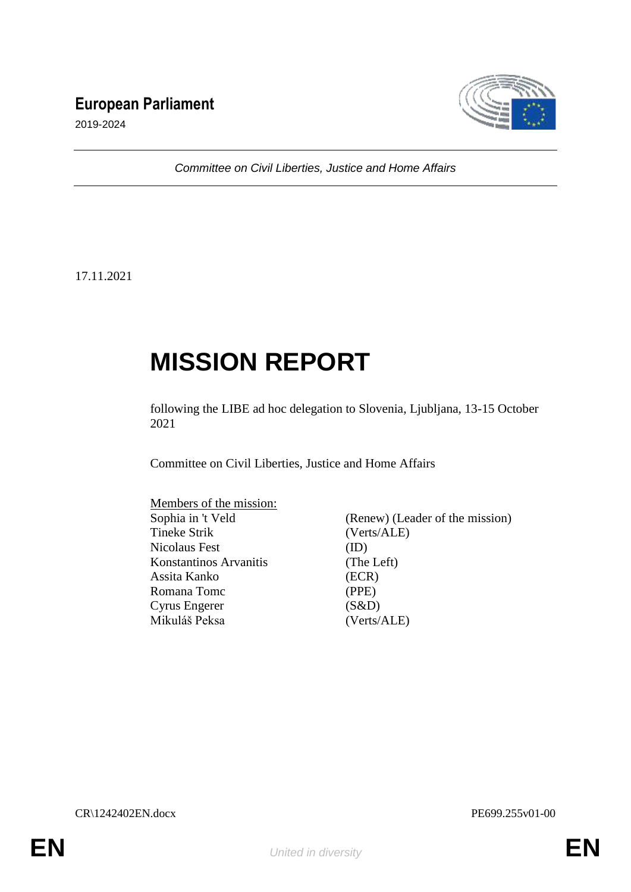**European Parliament**

2019-2024

*Committee on Civil Liberties, Justice and Home Affairs*

17.11.2021

# MISSION REPORT

following the LIBE ad hoc delegation to Slovenia, Ljubljana, 13-15 October 2021

Committee on Civil Liberties, Justice and Home Affairs

Members of the mission:

| | |
|---|---|
| Sophia in 't Veld | (Renew) (Leader of the mission) |
| Tineke Strik | (Verts/ALE) |
| Nicolaus Fest | (ID) |
| Konstantinos Arvanitis | (The Left) |
| Assita Kanko | (ECR) |
| Romana Tomc | (PPE) |
| Cyrus Engerer | (S&D) |
| Mikuláš Peksa | (Verts/ALE) |

CR\1242402EN.docx PE699.255v01-00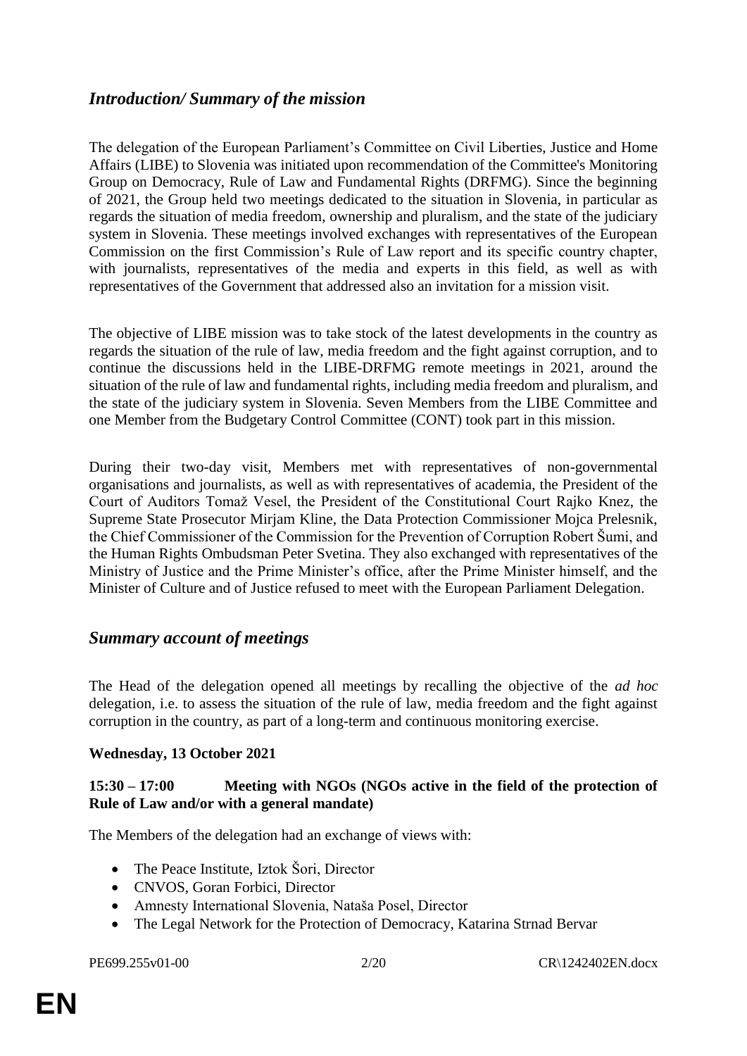## *Introduction/ Summary of the mission*

The delegation of the European Parliament's Committee on Civil Liberties, Justice and Home Affairs (LIBE) to Slovenia was initiated upon recommendation of the Committee's Monitoring Group on Democracy, Rule of Law and Fundamental Rights (DRFMG). Since the beginning of 2021, the Group held two meetings dedicated to the situation in Slovenia, in particular as regards the situation of media freedom, ownership and pluralism, and the state of the judiciary system in Slovenia. These meetings involved exchanges with representatives of the European Commission on the first Commission's Rule of Law report and its specific country chapter, with journalists, representatives of the media and experts in this field, as well as with representatives of the Government that addressed also an invitation for a mission visit.

The objective of LIBE mission was to take stock of the latest developments in the country as regards the situation of the rule of law, media freedom and the fight against corruption, and to continue the discussions held in the LIBE-DRFMG remote meetings in 2021, around the situation of the rule of law and fundamental rights, including media freedom and pluralism, and the state of the judiciary system in Slovenia. Seven Members from the LIBE Committee and one Member from the Budgetary Control Committee (CONT) took part in this mission.

During their two-day visit, Members met with representatives of non-governmental organisations and journalists, as well as with representatives of academia, the President of the Court of Auditors Tomaž Vesel, the President of the Constitutional Court Rajko Knez, the Supreme State Prosecutor Mirjam Kline, the Data Protection Commissioner Mojca Prelesnik, the Chief Commissioner of the Commission for the Prevention of Corruption Robert Šumi, and the Human Rights Ombudsman Peter Svetina. They also exchanged with representatives of the Ministry of Justice and the Prime Minister's office, after the Prime Minister himself, and the Minister of Culture and of Justice refused to meet with the European Parliament Delegation.

## *Summary account of meetings*

The Head of the delegation opened all meetings by recalling the objective of the *ad hoc* delegation, i.e. to assess the situation of the rule of law, media freedom and the fight against corruption in the country, as part of a long-term and continuous monitoring exercise.

**Wednesday, 13 October 2021**

**15:30 – 17:00 Meeting with NGOs (NGOs active in the field of the protection of Rule of Law and/or with a general mandate)**

The Members of the delegation had an exchange of views with:

- The Peace Institute, Iztok Šori, Director
- CNVOS, Goran Forbici, Director
- Amnesty International Slovenia, Nataša Posel, Director
- The Legal Network for the Protection of Democracy, Katarina Strnad Bervar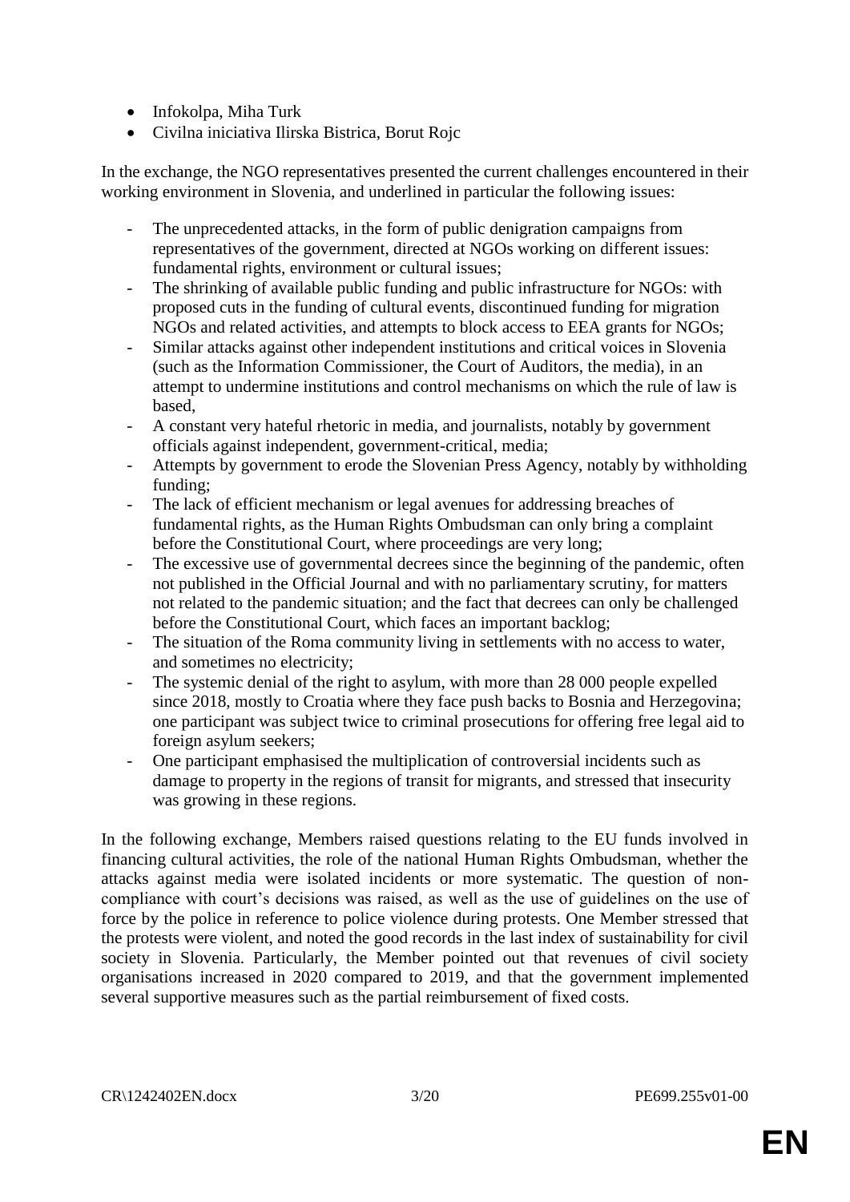- Infokolpa, Miha Turk
- Civilna iniciativa Ilirska Bistrica, Borut Rojc

In the exchange, the NGO representatives presented the current challenges encountered in their working environment in Slovenia, and underlined in particular the following issues:

- The unprecedented attacks, in the form of public denigration campaigns from representatives of the government, directed at NGOs working on different issues: fundamental rights, environment or cultural issues;
- The shrinking of available public funding and public infrastructure for NGOs: with proposed cuts in the funding of cultural events, discontinued funding for migration NGOs and related activities, and attempts to block access to EEA grants for NGOs;
- Similar attacks against other independent institutions and critical voices in Slovenia (such as the Information Commissioner, the Court of Auditors, the media), in an attempt to undermine institutions and control mechanisms on which the rule of law is based,
- A constant very hateful rhetoric in media, and journalists, notably by government officials against independent, government-critical, media;
- Attempts by government to erode the Slovenian Press Agency, notably by withholding funding;
- The lack of efficient mechanism or legal avenues for addressing breaches of fundamental rights, as the Human Rights Ombudsman can only bring a complaint before the Constitutional Court, where proceedings are very long;
- The excessive use of governmental decrees since the beginning of the pandemic, often not published in the Official Journal and with no parliamentary scrutiny, for matters not related to the pandemic situation; and the fact that decrees can only be challenged before the Constitutional Court, which faces an important backlog;
- The situation of the Roma community living in settlements with no access to water, and sometimes no electricity;
- The systemic denial of the right to asylum, with more than 28 000 people expelled since 2018, mostly to Croatia where they face push backs to Bosnia and Herzegovina; one participant was subject twice to criminal prosecutions for offering free legal aid to foreign asylum seekers;
- One participant emphasised the multiplication of controversial incidents such as damage to property in the regions of transit for migrants, and stressed that insecurity was growing in these regions.

In the following exchange, Members raised questions relating to the EU funds involved in financing cultural activities, the role of the national Human Rights Ombudsman, whether the attacks against media were isolated incidents or more systematic. The question of non-compliance with court's decisions was raised, as well as the use of guidelines on the use of force by the police in reference to police violence during protests. One Member stressed that the protests were violent, and noted the good records in the last index of sustainability for civil society in Slovenia. Particularly, the Member pointed out that revenues of civil society organisations increased in 2020 compared to 2019, and that the government implemented several supportive measures such as the partial reimbursement of fixed costs.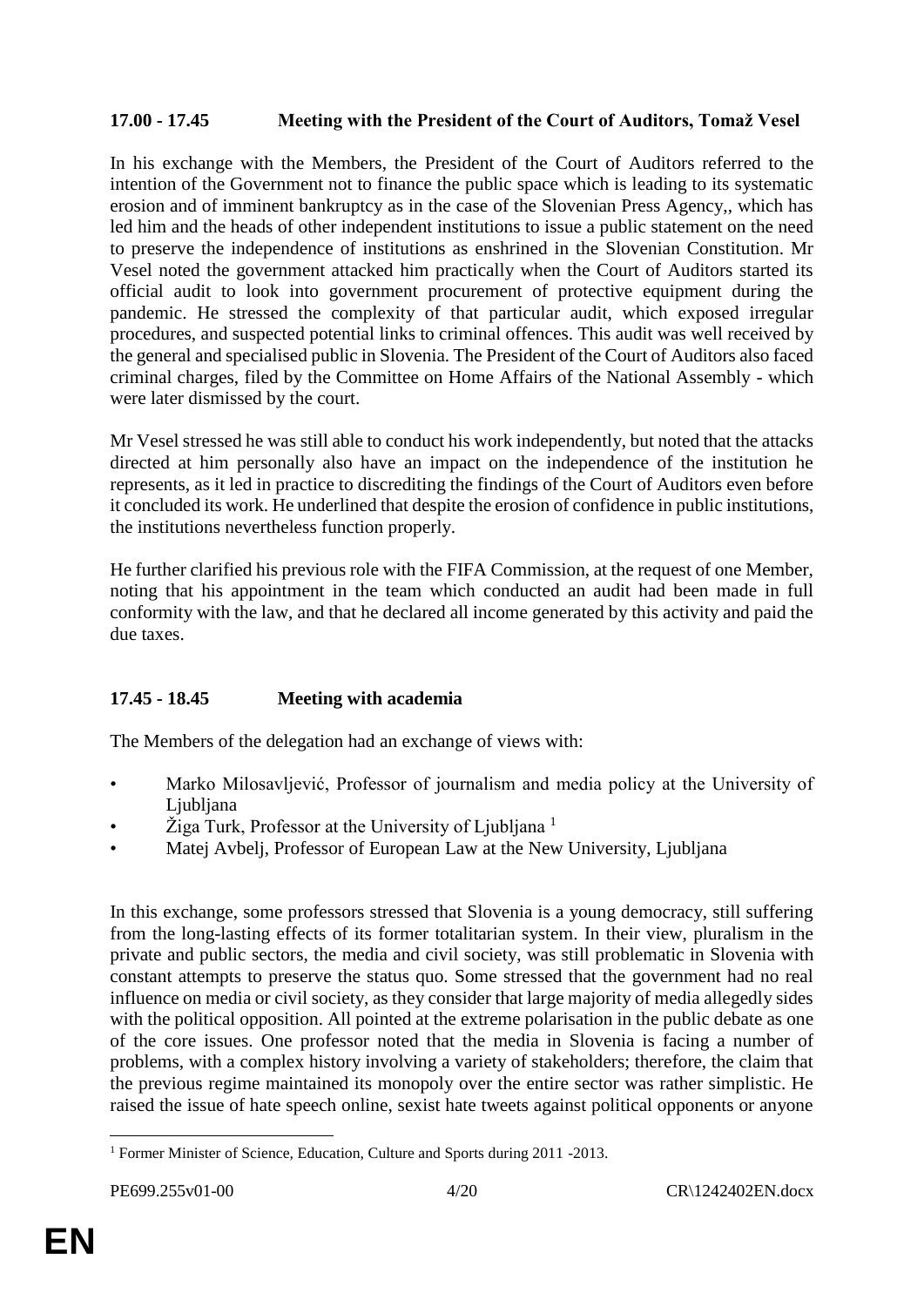**17.00 - 17.45 Meeting with the President of the Court of Auditors, Tomaž Vesel**

In his exchange with the Members, the President of the Court of Auditors referred to the intention of the Government not to finance the public space which is leading to its systematic erosion and of imminent bankruptcy as in the case of the Slovenian Press Agency,, which has led him and the heads of other independent institutions to issue a public statement on the need to preserve the independence of institutions as enshrined in the Slovenian Constitution. Mr Vesel noted the government attacked him practically when the Court of Auditors started its official audit to look into government procurement of protective equipment during the pandemic. He stressed the complexity of that particular audit, which exposed irregular procedures, and suspected potential links to criminal offences. This audit was well received by the general and specialised public in Slovenia. The President of the Court of Auditors also faced criminal charges, filed by the Committee on Home Affairs of the National Assembly - which were later dismissed by the court.

Mr Vesel stressed he was still able to conduct his work independently, but noted that the attacks directed at him personally also have an impact on the independence of the institution he represents, as it led in practice to discrediting the findings of the Court of Auditors even before it concluded its work. He underlined that despite the erosion of confidence in public institutions, the institutions nevertheless function properly.

He further clarified his previous role with the FIFA Commission, at the request of one Member, noting that his appointment in the team which conducted an audit had been made in full conformity with the law, and that he declared all income generated by this activity and paid the due taxes.

**17.45 - 18.45 Meeting with academia**

The Members of the delegation had an exchange of views with:

- Marko Milosavljević, Professor of journalism and media policy at the University of Ljubljana
- Žiga Turk, Professor at the University of Ljubljana [1]
- Matej Avbelj, Professor of European Law at the New University, Ljubljana

In this exchange, some professors stressed that Slovenia is a young democracy, still suffering from the long-lasting effects of its former totalitarian system. In their view, pluralism in the private and public sectors, the media and civil society, was still problematic in Slovenia with constant attempts to preserve the status quo. Some stressed that the government had no real influence on media or civil society, as they consider that large majority of media allegedly sides with the political opposition. All pointed at the extreme polarisation in the public debate as one of the core issues. One professor noted that the media in Slovenia is facing a number of problems, with a complex history involving a variety of stakeholders; therefore, the claim that the previous regime maintained its monopoly over the entire sector was rather simplistic. He raised the issue of hate speech online, sexist hate tweets against political opponents or anyone

[1] Former Minister of Science, Education, Culture and Sports during 2011 -2013.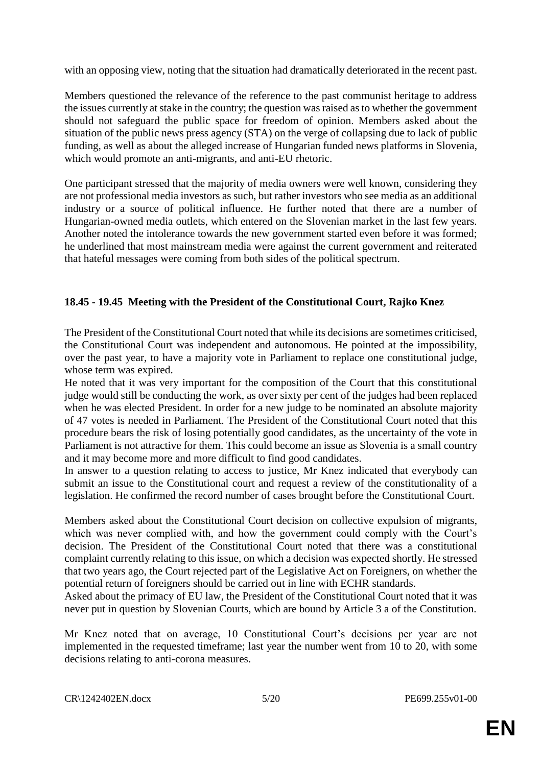with an opposing view, noting that the situation had dramatically deteriorated in the recent past.

Members questioned the relevance of the reference to the past communist heritage to address the issues currently at stake in the country; the question was raised as to whether the government should not safeguard the public space for freedom of opinion. Members asked about the situation of the public news press agency (STA) on the verge of collapsing due to lack of public funding, as well as about the alleged increase of Hungarian funded news platforms in Slovenia, which would promote an anti-migrants, and anti-EU rhetoric.

One participant stressed that the majority of media owners were well known, considering they are not professional media investors as such, but rather investors who see media as an additional industry or a source of political influence. He further noted that there are a number of Hungarian-owned media outlets, which entered on the Slovenian market in the last few years. Another noted the intolerance towards the new government started even before it was formed; he underlined that most mainstream media were against the current government and reiterated that hateful messages were coming from both sides of the political spectrum.

**18.45 - 19.45 Meeting with the President of the Constitutional Court, Rajko Knez**

The President of the Constitutional Court noted that while its decisions are sometimes criticised, the Constitutional Court was independent and autonomous. He pointed at the impossibility, over the past year, to have a majority vote in Parliament to replace one constitutional judge, whose term was expired.

He noted that it was very important for the composition of the Court that this constitutional judge would still be conducting the work, as over sixty per cent of the judges had been replaced when he was elected President. In order for a new judge to be nominated an absolute majority of 47 votes is needed in Parliament. The President of the Constitutional Court noted that this procedure bears the risk of losing potentially good candidates, as the uncertainty of the vote in Parliament is not attractive for them. This could become an issue as Slovenia is a small country and it may become more and more difficult to find good candidates.

In answer to a question relating to access to justice, Mr Knez indicated that everybody can submit an issue to the Constitutional court and request a review of the constitutionality of a legislation. He confirmed the record number of cases brought before the Constitutional Court.

Members asked about the Constitutional Court decision on collective expulsion of migrants, which was never complied with, and how the government could comply with the Court's decision. The President of the Constitutional Court noted that there was a constitutional complaint currently relating to this issue, on which a decision was expected shortly. He stressed that two years ago, the Court rejected part of the Legislative Act on Foreigners, on whether the potential return of foreigners should be carried out in line with ECHR standards.

Asked about the primacy of EU law, the President of the Constitutional Court noted that it was never put in question by Slovenian Courts, which are bound by Article 3 a of the Constitution.

Mr Knez noted that on average, 10 Constitutional Court's decisions per year are not implemented in the requested timeframe; last year the number went from 10 to 20, with some decisions relating to anti-corona measures.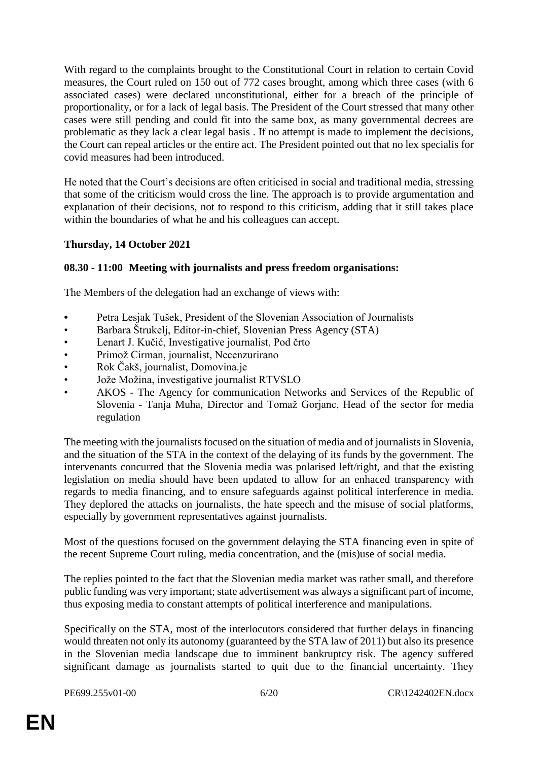With regard to the complaints brought to the Constitutional Court in relation to certain Covid measures, the Court ruled on 150 out of 772 cases brought, among which three cases (with 6 associated cases) were declared unconstitutional, either for a breach of the principle of proportionality, or for a lack of legal basis. The President of the Court stressed that many other cases were still pending and could fit into the same box, as many governmental decrees are problematic as they lack a clear legal basis . If no attempt is made to implement the decisions, the Court can repeal articles or the entire act. The President pointed out that no lex specialis for covid measures had been introduced.

He noted that the Court's decisions are often criticised in social and traditional media, stressing that some of the criticism would cross the line. The approach is to provide argumentation and explanation of their decisions, not to respond to this criticism, adding that it still takes place within the boundaries of what he and his colleagues can accept.

**Thursday, 14 October 2021**

**08.30 - 11:00 Meeting with journalists and press freedom organisations:**

The Members of the delegation had an exchange of views with:

- Petra Lesjak Tušek, President of the Slovenian Association of Journalists
- Barbara Štrukelj, Editor-in-chief, Slovenian Press Agency (STA)
- Lenart J. Kučić, Investigative journalist, Pod črto
- Primož Cirman, journalist, Necenzurirano
- Rok Čakš, journalist, Domovina.je
- Jože Možina, investigative journalist RTVSLO
- AKOS - The Agency for communication Networks and Services of the Republic of Slovenia - Tanja Muha, Director and Tomaž Gorjanc, Head of the sector for media regulation

The meeting with the journalists focused on the situation of media and of journalists in Slovenia, and the situation of the STA in the context of the delaying of its funds by the government. The intervenants concurred that the Slovenia media was polarised left/right, and that the existing legislation on media should have been updated to allow for an enhaced transparency with regards to media financing, and to ensure safeguards against political interference in media. They deplored the attacks on journalists, the hate speech and the misuse of social platforms, especially by government representatives against journalists.

Most of the questions focused on the government delaying the STA financing even in spite of the recent Supreme Court ruling, media concentration, and the (mis)use of social media.

The replies pointed to the fact that the Slovenian media market was rather small, and therefore public funding was very important; state advertisement was always a significant part of income, thus exposing media to constant attempts of political interference and manipulations.

Specifically on the STA, most of the interlocutors considered that further delays in financing would threaten not only its autonomy (guaranteed by the STA law of 2011) but also its presence in the Slovenian media landscape due to imminent bankruptcy risk. The agency suffered significant damage as journalists started to quit due to the financial uncertainty. They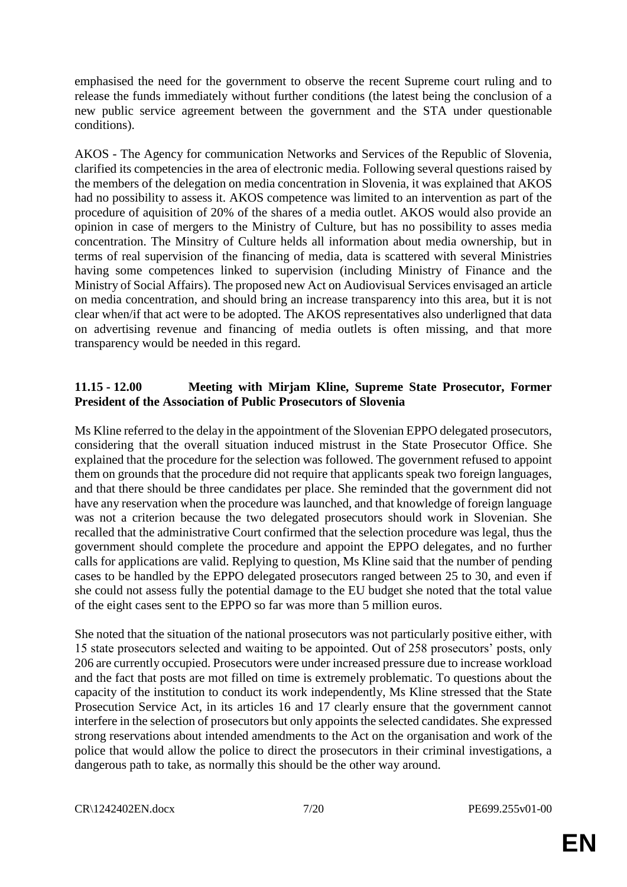emphasised the need for the government to observe the recent Supreme court ruling and to release the funds immediately without further conditions (the latest being the conclusion of a new public service agreement between the government and the STA under questionable conditions).

AKOS - The Agency for communication Networks and Services of the Republic of Slovenia, clarified its competencies in the area of electronic media. Following several questions raised by the members of the delegation on media concentration in Slovenia, it was explained that AKOS had no possibility to assess it. AKOS competence was limited to an intervention as part of the procedure of aquisition of 20% of the shares of a media outlet. AKOS would also provide an opinion in case of mergers to the Ministry of Culture, but has no possibility to asses media concentration. The Minsitry of Culture helds all information about media ownership, but in terms of real supervision of the financing of media, data is scattered with several Ministries having some competences linked to supervision (including Ministry of Finance and the Ministry of Social Affairs). The proposed new Act on Audiovisual Services envisaged an article on media concentration, and should bring an increase transparency into this area, but it is not clear when/if that act were to be adopted. The AKOS representatives also underligned that data on advertising revenue and financing of media outlets is often missing, and that more transparency would be needed in this regard.

**11.15 - 12.00 Meeting with Mirjam Kline, Supreme State Prosecutor, Former President of the Association of Public Prosecutors of Slovenia**

Ms Kline referred to the delay in the appointment of the Slovenian EPPO delegated prosecutors, considering that the overall situation induced mistrust in the State Prosecutor Office. She explained that the procedure for the selection was followed. The government refused to appoint them on grounds that the procedure did not require that applicants speak two foreign languages, and that there should be three candidates per place. She reminded that the government did not have any reservation when the procedure was launched, and that knowledge of foreign language was not a criterion because the two delegated prosecutors should work in Slovenian. She recalled that the administrative Court confirmed that the selection procedure was legal, thus the government should complete the procedure and appoint the EPPO delegates, and no further calls for applications are valid. Replying to question, Ms Kline said that the number of pending cases to be handled by the EPPO delegated prosecutors ranged between 25 to 30, and even if she could not assess fully the potential damage to the EU budget she noted that the total value of the eight cases sent to the EPPO so far was more than 5 million euros.

She noted that the situation of the national prosecutors was not particularly positive either, with 15 state prosecutors selected and waiting to be appointed. Out of 258 prosecutors' posts, only 206 are currently occupied. Prosecutors were under increased pressure due to increase workload and the fact that posts are mot filled on time is extremely problematic. To questions about the capacity of the institution to conduct its work independently, Ms Kline stressed that the State Prosecution Service Act, in its articles 16 and 17 clearly ensure that the government cannot interfere in the selection of prosecutors but only appoints the selected candidates. She expressed strong reservations about intended amendments to the Act on the organisation and work of the police that would allow the police to direct the prosecutors in their criminal investigations, a dangerous path to take, as normally this should be the other way around.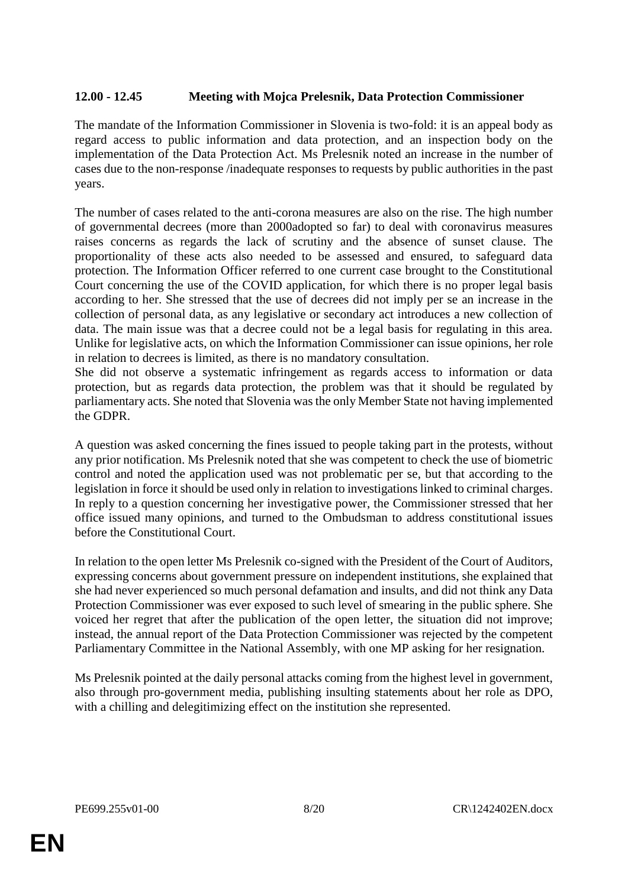**12.00 - 12.45 Meeting with Mojca Prelesnik, Data Protection Commissioner**

The mandate of the Information Commissioner in Slovenia is two-fold: it is an appeal body as regard access to public information and data protection, and an inspection body on the implementation of the Data Protection Act. Ms Prelesnik noted an increase in the number of cases due to the non-response /inadequate responses to requests by public authorities in the past years.

The number of cases related to the anti-corona measures are also on the rise. The high number of governmental decrees (more than 2000adopted so far) to deal with coronavirus measures raises concerns as regards the lack of scrutiny and the absence of sunset clause. The proportionality of these acts also needed to be assessed and ensured, to safeguard data protection. The Information Officer referred to one current case brought to the Constitutional Court concerning the use of the COVID application, for which there is no proper legal basis according to her. She stressed that the use of decrees did not imply per se an increase in the collection of personal data, as any legislative or secondary act introduces a new collection of data. The main issue was that a decree could not be a legal basis for regulating in this area. Unlike for legislative acts, on which the Information Commissioner can issue opinions, her role in relation to decrees is limited, as there is no mandatory consultation.
She did not observe a systematic infringement as regards access to information or data protection, but as regards data protection, the problem was that it should be regulated by parliamentary acts. She noted that Slovenia was the only Member State not having implemented the GDPR.

A question was asked concerning the fines issued to people taking part in the protests, without any prior notification. Ms Prelesnik noted that she was competent to check the use of biometric control and noted the application used was not problematic per se, but that according to the legislation in force it should be used only in relation to investigations linked to criminal charges. In reply to a question concerning her investigative power, the Commissioner stressed that her office issued many opinions, and turned to the Ombudsman to address constitutional issues before the Constitutional Court.

In relation to the open letter Ms Prelesnik co-signed with the President of the Court of Auditors, expressing concerns about government pressure on independent institutions, she explained that she had never experienced so much personal defamation and insults, and did not think any Data Protection Commissioner was ever exposed to such level of smearing in the public sphere. She voiced her regret that after the publication of the open letter, the situation did not improve; instead, the annual report of the Data Protection Commissioner was rejected by the competent Parliamentary Committee in the National Assembly, with one MP asking for her resignation.

Ms Prelesnik pointed at the daily personal attacks coming from the highest level in government, also through pro-government media, publishing insulting statements about her role as DPO, with a chilling and delegitimizing effect on the institution she represented.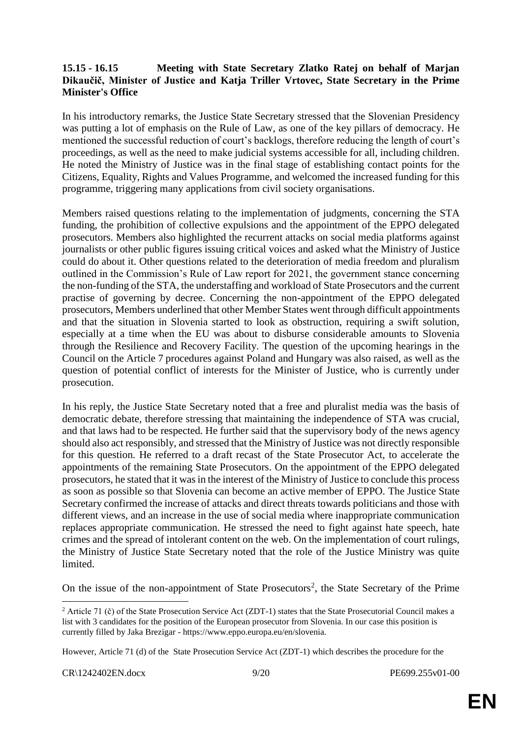**15.15 - 16.15 Meeting with State Secretary Zlatko Ratej on behalf of Marjan Dikaučič, Minister of Justice and Katja Triller Vrtovec, State Secretary in the Prime Minister's Office**

In his introductory remarks, the Justice State Secretary stressed that the Slovenian Presidency was putting a lot of emphasis on the Rule of Law, as one of the key pillars of democracy. He mentioned the successful reduction of court's backlogs, therefore reducing the length of court's proceedings, as well as the need to make judicial systems accessible for all, including children. He noted the Ministry of Justice was in the final stage of establishing contact points for the Citizens, Equality, Rights and Values Programme, and welcomed the increased funding for this programme, triggering many applications from civil society organisations.

Members raised questions relating to the implementation of judgments, concerning the STA funding, the prohibition of collective expulsions and the appointment of the EPPO delegated prosecutors. Members also highlighted the recurrent attacks on social media platforms against journalists or other public figures issuing critical voices and asked what the Ministry of Justice could do about it. Other questions related to the deterioration of media freedom and pluralism outlined in the Commission's Rule of Law report for 2021, the government stance concerning the non-funding of the STA, the understaffing and workload of State Prosecutors and the current practise of governing by decree. Concerning the non-appointment of the EPPO delegated prosecutors, Members underlined that other Member States went through difficult appointments and that the situation in Slovenia started to look as obstruction, requiring a swift solution, especially at a time when the EU was about to disburse considerable amounts to Slovenia through the Resilience and Recovery Facility. The question of the upcoming hearings in the Council on the Article 7 procedures against Poland and Hungary was also raised, as well as the question of potential conflict of interests for the Minister of Justice, who is currently under prosecution.

In his reply, the Justice State Secretary noted that a free and pluralist media was the basis of democratic debate, therefore stressing that maintaining the independence of STA was crucial, and that laws had to be respected. He further said that the supervisory body of the news agency should also act responsibly, and stressed that the Ministry of Justice was not directly responsible for this question. He referred to a draft recast of the State Prosecutor Act, to accelerate the appointments of the remaining State Prosecutors. On the appointment of the EPPO delegated prosecutors, he stated that it was in the interest of the Ministry of Justice to conclude this process as soon as possible so that Slovenia can become an active member of EPPO. The Justice State Secretary confirmed the increase of attacks and direct threats towards politicians and those with different views, and an increase in the use of social media where inappropriate communication replaces appropriate communication. He stressed the need to fight against hate speech, hate crimes and the spread of intolerant content on the web. On the implementation of court rulings, the Ministry of Justice State Secretary noted that the role of the Justice Ministry was quite limited.

On the issue of the non-appointment of State Prosecutors[2], the State Secretary of the Prime

---

[2] Article 71 (č) of the State Prosecution Service Act (ZDT-1) states that the State Prosecutorial Council makes a list with 3 candidates for the position of the European prosecutor from Slovenia. In our case this position is currently filled by Jaka Brezigar - https://www.eppo.europa.eu/en/slovenia.

However, Article 71 (d) of the State Prosecution Service Act (ZDT-1) which describes the procedure for the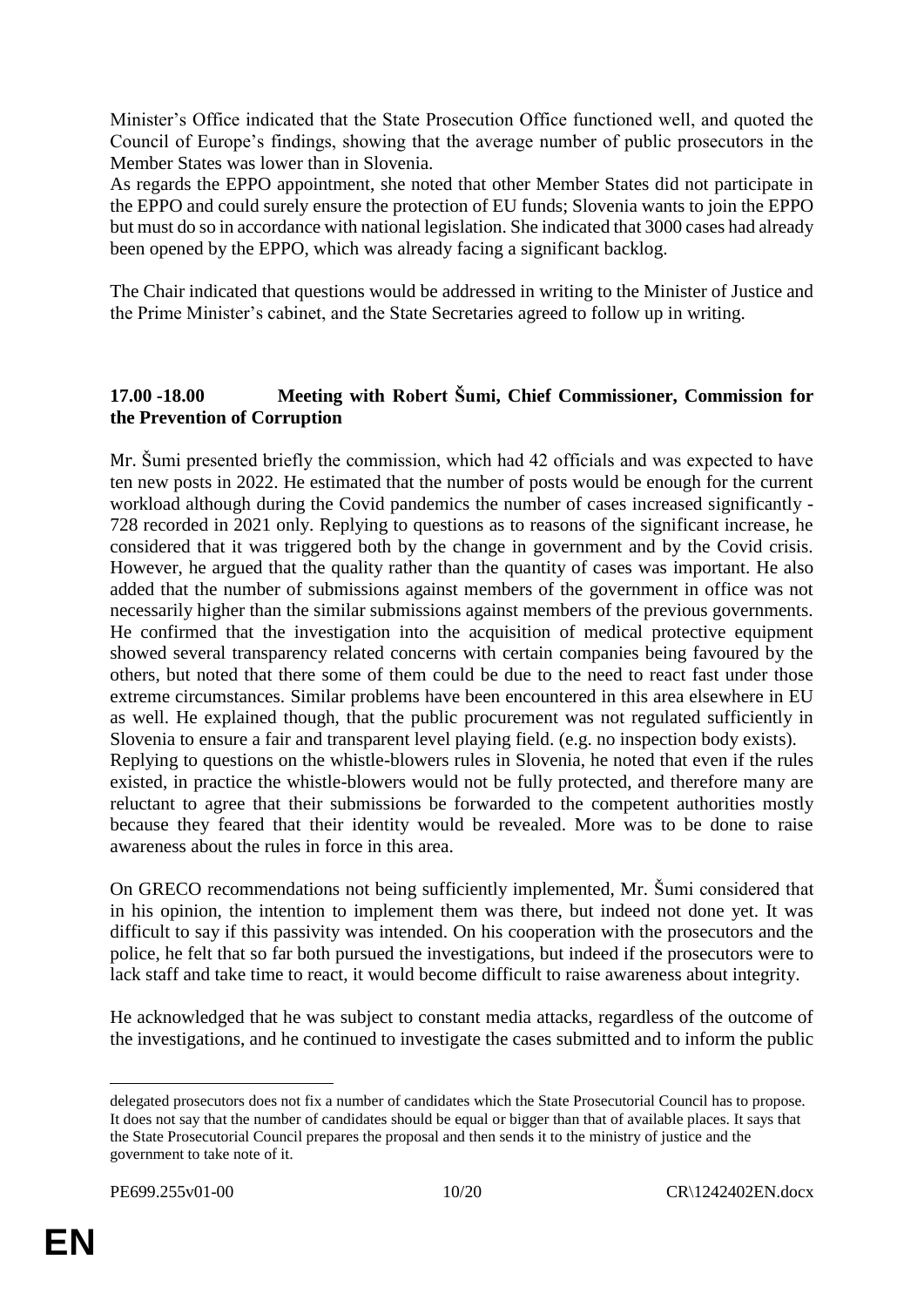Minister's Office indicated that the State Prosecution Office functioned well, and quoted the Council of Europe's findings, showing that the average number of public prosecutors in the Member States was lower than in Slovenia.
As regards the EPPO appointment, she noted that other Member States did not participate in the EPPO and could surely ensure the protection of EU funds; Slovenia wants to join the EPPO but must do so in accordance with national legislation. She indicated that 3000 cases had already been opened by the EPPO, which was already facing a significant backlog.

The Chair indicated that questions would be addressed in writing to the Minister of Justice and the Prime Minister's cabinet, and the State Secretaries agreed to follow up in writing.

**17.00 -18.00 Meeting with Robert Šumi, Chief Commissioner, Commission for the Prevention of Corruption**

Mr. Šumi presented briefly the commission, which had 42 officials and was expected to have ten new posts in 2022. He estimated that the number of posts would be enough for the current workload although during the Covid pandemics the number of cases increased significantly - 728 recorded in 2021 only. Replying to questions as to reasons of the significant increase, he considered that it was triggered both by the change in government and by the Covid crisis. However, he argued that the quality rather than the quantity of cases was important. He also added that the number of submissions against members of the government in office was not necessarily higher than the similar submissions against members of the previous governments. He confirmed that the investigation into the acquisition of medical protective equipment showed several transparency related concerns with certain companies being favoured by the others, but noted that there some of them could be due to the need to react fast under those extreme circumstances. Similar problems have been encountered in this area elsewhere in EU as well. He explained though, that the public procurement was not regulated sufficiently in Slovenia to ensure a fair and transparent level playing field. (e.g. no inspection body exists).
Replying to questions on the whistle-blowers rules in Slovenia, he noted that even if the rules existed, in practice the whistle-blowers would not be fully protected, and therefore many are reluctant to agree that their submissions be forwarded to the competent authorities mostly because they feared that their identity would be revealed. More was to be done to raise awareness about the rules in force in this area.

On GRECO recommendations not being sufficiently implemented, Mr. Šumi considered that in his opinion, the intention to implement them was there, but indeed not done yet. It was difficult to say if this passivity was intended. On his cooperation with the prosecutors and the police, he felt that so far both pursued the investigations, but indeed if the prosecutors were to lack staff and take time to react, it would become difficult to raise awareness about integrity.

He acknowledged that he was subject to constant media attacks, regardless of the outcome of the investigations, and he continued to investigate the cases submitted and to inform the public

---

delegated prosecutors does not fix a number of candidates which the State Prosecutorial Council has to propose. It does not say that the number of candidates should be equal or bigger than that of available places. It says that the State Prosecutorial Council prepares the proposal and then sends it to the ministry of justice and the government to take note of it.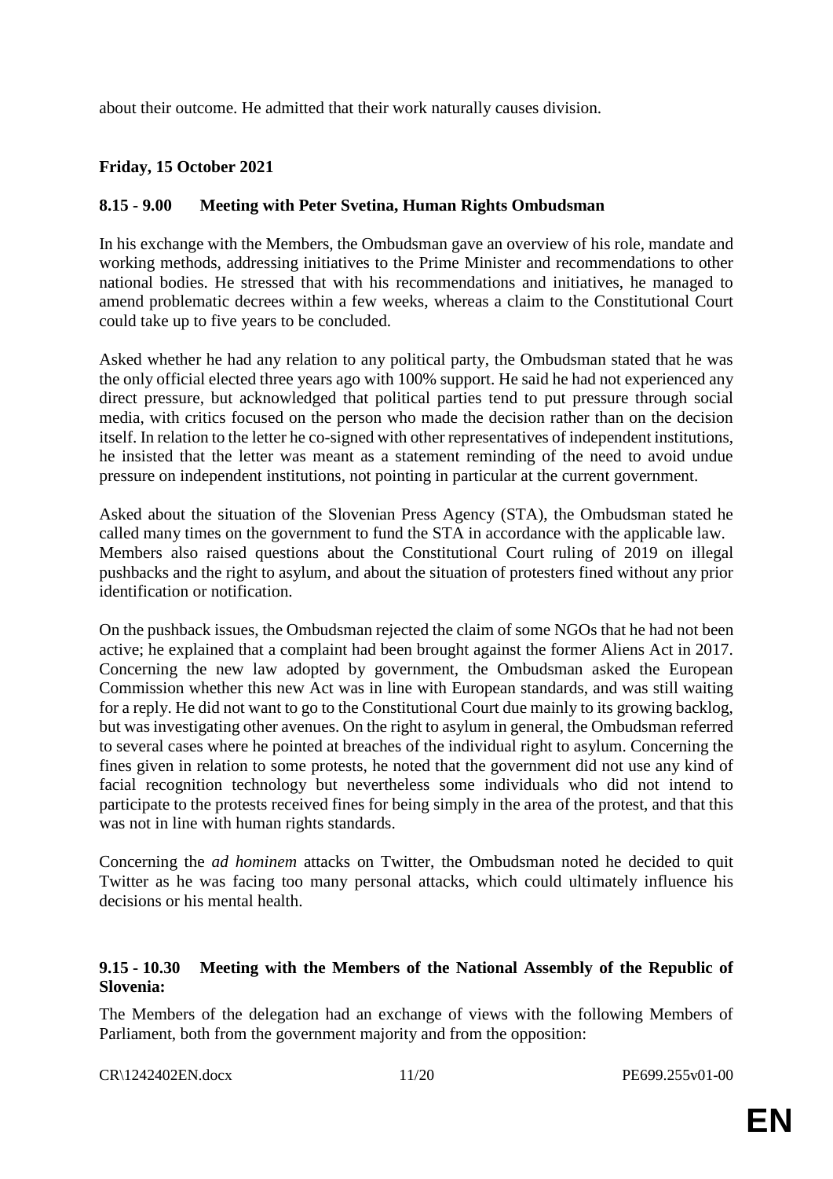about their outcome. He admitted that their work naturally causes division.

**Friday, 15 October 2021**

**8.15 - 9.00 Meeting with Peter Svetina, Human Rights Ombudsman**

In his exchange with the Members, the Ombudsman gave an overview of his role, mandate and working methods, addressing initiatives to the Prime Minister and recommendations to other national bodies. He stressed that with his recommendations and initiatives, he managed to amend problematic decrees within a few weeks, whereas a claim to the Constitutional Court could take up to five years to be concluded.

Asked whether he had any relation to any political party, the Ombudsman stated that he was the only official elected three years ago with 100% support. He said he had not experienced any direct pressure, but acknowledged that political parties tend to put pressure through social media, with critics focused on the person who made the decision rather than on the decision itself. In relation to the letter he co-signed with other representatives of independent institutions, he insisted that the letter was meant as a statement reminding of the need to avoid undue pressure on independent institutions, not pointing in particular at the current government.

Asked about the situation of the Slovenian Press Agency (STA), the Ombudsman stated he called many times on the government to fund the STA in accordance with the applicable law. Members also raised questions about the Constitutional Court ruling of 2019 on illegal pushbacks and the right to asylum, and about the situation of protesters fined without any prior identification or notification.

On the pushback issues, the Ombudsman rejected the claim of some NGOs that he had not been active; he explained that a complaint had been brought against the former Aliens Act in 2017. Concerning the new law adopted by government, the Ombudsman asked the European Commission whether this new Act was in line with European standards, and was still waiting for a reply. He did not want to go to the Constitutional Court due mainly to its growing backlog, but was investigating other avenues. On the right to asylum in general, the Ombudsman referred to several cases where he pointed at breaches of the individual right to asylum. Concerning the fines given in relation to some protests, he noted that the government did not use any kind of facial recognition technology but nevertheless some individuals who did not intend to participate to the protests received fines for being simply in the area of the protest, and that this was not in line with human rights standards.

Concerning the *ad hominem* attacks on Twitter, the Ombudsman noted he decided to quit Twitter as he was facing too many personal attacks, which could ultimately influence his decisions or his mental health.

**9.15 - 10.30 Meeting with the Members of the National Assembly of the Republic of Slovenia:**

The Members of the delegation had an exchange of views with the following Members of Parliament, both from the government majority and from the opposition: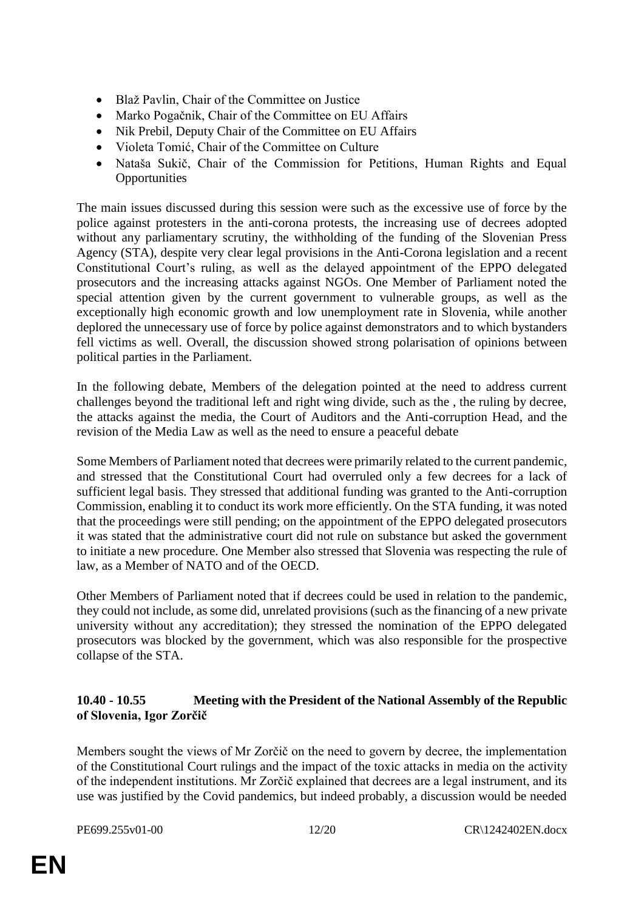- Blaž Pavlin, Chair of the Committee on Justice
- Marko Pogačnik, Chair of the Committee on EU Affairs
- Nik Prebil, Deputy Chair of the Committee on EU Affairs
- Violeta Tomić, Chair of the Committee on Culture
- Nataša Sukič, Chair of the Commission for Petitions, Human Rights and Equal Opportunities

The main issues discussed during this session were such as the excessive use of force by the police against protesters in the anti-corona protests, the increasing use of decrees adopted without any parliamentary scrutiny, the withholding of the funding of the Slovenian Press Agency (STA), despite very clear legal provisions in the Anti-Corona legislation and a recent Constitutional Court's ruling, as well as the delayed appointment of the EPPO delegated prosecutors and the increasing attacks against NGOs. One Member of Parliament noted the special attention given by the current government to vulnerable groups, as well as the exceptionally high economic growth and low unemployment rate in Slovenia, while another deplored the unnecessary use of force by police against demonstrators and to which bystanders fell victims as well. Overall, the discussion showed strong polarisation of opinions between political parties in the Parliament.

In the following debate, Members of the delegation pointed at the need to address current challenges beyond the traditional left and right wing divide, such as the , the ruling by decree, the attacks against the media, the Court of Auditors and the Anti-corruption Head, and the revision of the Media Law as well as the need to ensure a peaceful debate

Some Members of Parliament noted that decrees were primarily related to the current pandemic, and stressed that the Constitutional Court had overruled only a few decrees for a lack of sufficient legal basis. They stressed that additional funding was granted to the Anti-corruption Commission, enabling it to conduct its work more efficiently. On the STA funding, it was noted that the proceedings were still pending; on the appointment of the EPPO delegated prosecutors it was stated that the administrative court did not rule on substance but asked the government to initiate a new procedure. One Member also stressed that Slovenia was respecting the rule of law, as a Member of NATO and of the OECD.

Other Members of Parliament noted that if decrees could be used in relation to the pandemic, they could not include, as some did, unrelated provisions (such as the financing of a new private university without any accreditation); they stressed the nomination of the EPPO delegated prosecutors was blocked by the government, which was also responsible for the prospective collapse of the STA.

### 10.40 - 10.55 Meeting with the President of the National Assembly of the Republic of Slovenia, Igor Zorčič

Members sought the views of Mr Zorčič on the need to govern by decree, the implementation of the Constitutional Court rulings and the impact of the toxic attacks in media on the activity of the independent institutions. Mr Zorčič explained that decrees are a legal instrument, and its use was justified by the Covid pandemics, but indeed probably, a discussion would be needed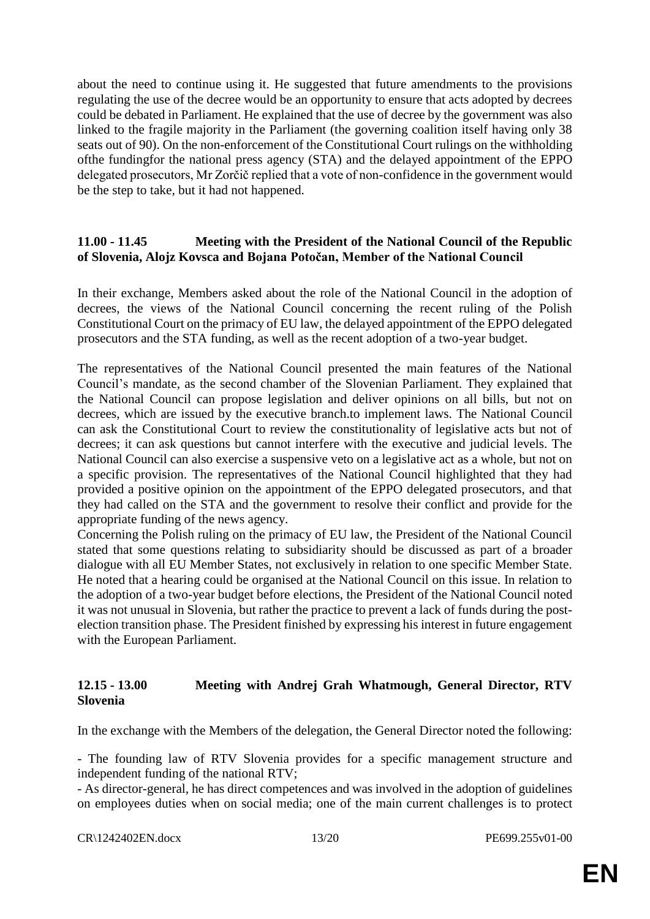about the need to continue using it. He suggested that future amendments to the provisions regulating the use of the decree would be an opportunity to ensure that acts adopted by decrees could be debated in Parliament. He explained that the use of decree by the government was also linked to the fragile majority in the Parliament (the governing coalition itself having only 38 seats out of 90). On the non-enforcement of the Constitutional Court rulings on the withholding ofthe fundingfor the national press agency (STA) and the delayed appointment of the EPPO delegated prosecutors, Mr Zorčič replied that a vote of non-confidence in the government would be the step to take, but it had not happened.

**11.00 - 11.45 Meeting with the President of the National Council of the Republic of Slovenia, Alojz Kovsca and Bojana Potočan, Member of the National Council**

In their exchange, Members asked about the role of the National Council in the adoption of decrees, the views of the National Council concerning the recent ruling of the Polish Constitutional Court on the primacy of EU law, the delayed appointment of the EPPO delegated prosecutors and the STA funding, as well as the recent adoption of a two-year budget.

The representatives of the National Council presented the main features of the National Council's mandate, as the second chamber of the Slovenian Parliament. They explained that the National Council can propose legislation and deliver opinions on all bills, but not on decrees, which are issued by the executive branch.to implement laws. The National Council can ask the Constitutional Court to review the constitutionality of legislative acts but not of decrees; it can ask questions but cannot interfere with the executive and judicial levels. The National Council can also exercise a suspensive veto on a legislative act as a whole, but not on a specific provision. The representatives of the National Council highlighted that they had provided a positive opinion on the appointment of the EPPO delegated prosecutors, and that they had called on the STA and the government to resolve their conflict and provide for the appropriate funding of the news agency.
Concerning the Polish ruling on the primacy of EU law, the President of the National Council stated that some questions relating to subsidiarity should be discussed as part of a broader dialogue with all EU Member States, not exclusively in relation to one specific Member State. He noted that a hearing could be organised at the National Council on this issue. In relation to the adoption of a two-year budget before elections, the President of the National Council noted it was not unusual in Slovenia, but rather the practice to prevent a lack of funds during the post-election transition phase. The President finished by expressing his interest in future engagement with the European Parliament.

**12.15 - 13.00 Meeting with Andrej Grah Whatmough, General Director, RTV Slovenia**

In the exchange with the Members of the delegation, the General Director noted the following:

- The founding law of RTV Slovenia provides for a specific management structure and independent funding of the national RTV;
- As director-general, he has direct competences and was involved in the adoption of guidelines on employees duties when on social media; one of the main current challenges is to protect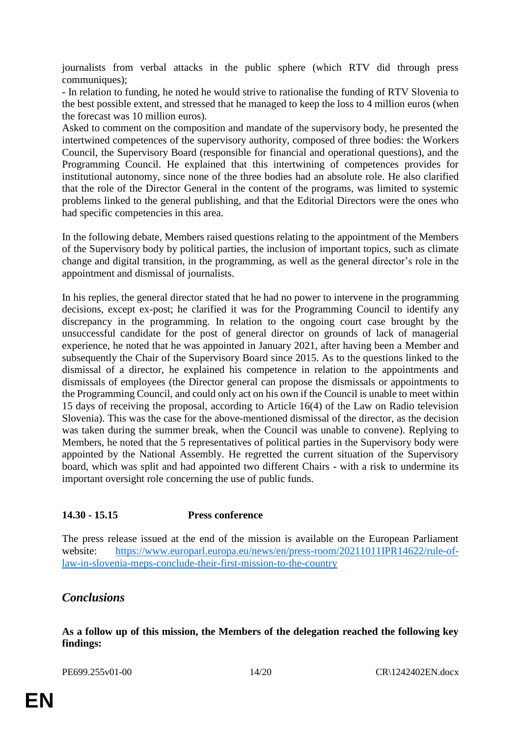journalists from verbal attacks in the public sphere (which RTV did through press communiques);

- In relation to funding, he noted he would strive to rationalise the funding of RTV Slovenia to the best possible extent, and stressed that he managed to keep the loss to 4 million euros (when the forecast was 10 million euros).

Asked to comment on the composition and mandate of the supervisory body, he presented the intertwined competences of the supervisory authority, composed of three bodies: the Workers Council, the Supervisory Board (responsible for financial and operational questions), and the Programming Council. He explained that this intertwining of competences provides for institutional autonomy, since none of the three bodies had an absolute role. He also clarified that the role of the Director General in the content of the programs, was limited to systemic problems linked to the general publishing, and that the Editorial Directors were the ones who had specific competencies in this area.

In the following debate, Members raised questions relating to the appointment of the Members of the Supervisory body by political parties, the inclusion of important topics, such as climate change and digital transition, in the programming, as well as the general director's role in the appointment and dismissal of journalists.

In his replies, the general director stated that he had no power to intervene in the programming decisions, except ex-post; he clarified it was for the Programming Council to identify any discrepancy in the programming. In relation to the ongoing court case brought by the unsuccessful candidate for the post of general director on grounds of lack of managerial experience, he noted that he was appointed in January 2021, after having been a Member and subsequently the Chair of the Supervisory Board since 2015. As to the questions linked to the dismissal of a director, he explained his competence in relation to the appointments and dismissals of employees (the Director general can propose the dismissals or appointments to the Programming Council, and could only act on his own if the Council is unable to meet within 15 days of receiving the proposal, according to Article 16(4) of the Law on Radio television Slovenia). This was the case for the above-mentioned dismissal of the director, as the decision was taken during the summer break, when the Council was unable to convene). Replying to Members, he noted that the 5 representatives of political parties in the Supervisory body were appointed by the National Assembly. He regretted the current situation of the Supervisory board, which was split and had appointed two different Chairs - with a risk to undermine its important oversight role concerning the use of public funds.

### 14.30 - 15.15 Press conference

The press release issued at the end of the mission is available on the European Parliament website: [https://www.europarl.europa.eu/news/en/press-room/20211011IPR14622/rule-of-law-in-slovenia-meps-conclude-their-first-mission-to-the-country](https://www.europarl.europa.eu/news/en/press-room/20211011IPR14622/rule-of-law-in-slovenia-meps-conclude-their-first-mission-to-the-country)

## *Conclusions*

**As a follow up of this mission, the Members of the delegation reached the following key findings:**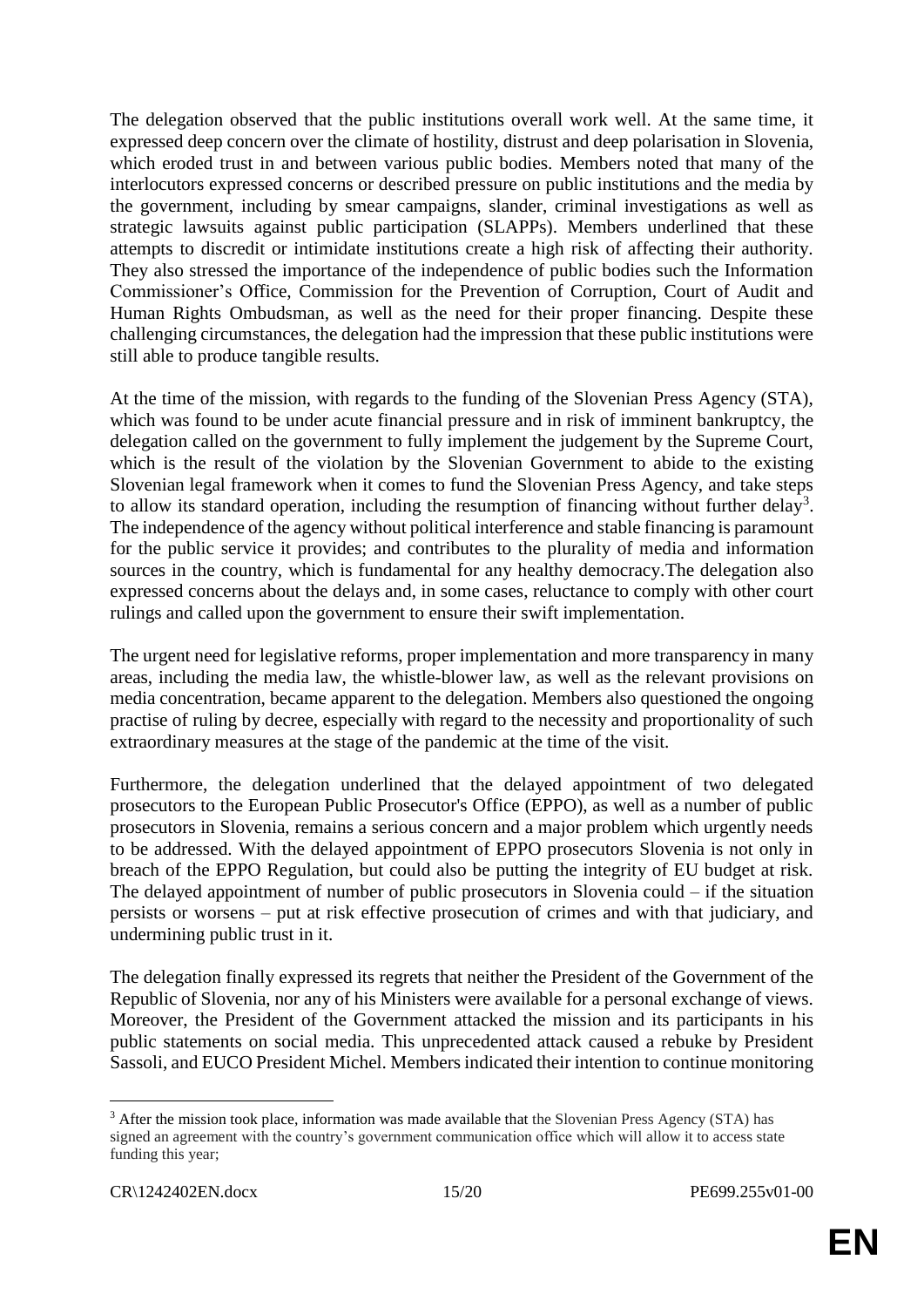The delegation observed that the public institutions overall work well. At the same time, it expressed deep concern over the climate of hostility, distrust and deep polarisation in Slovenia, which eroded trust in and between various public bodies. Members noted that many of the interlocutors expressed concerns or described pressure on public institutions and the media by the government, including by smear campaigns, slander, criminal investigations as well as strategic lawsuits against public participation (SLAPPs). Members underlined that these attempts to discredit or intimidate institutions create a high risk of affecting their authority. They also stressed the importance of the independence of public bodies such the Information Commissioner's Office, Commission for the Prevention of Corruption, Court of Audit and Human Rights Ombudsman, as well as the need for their proper financing. Despite these challenging circumstances, the delegation had the impression that these public institutions were still able to produce tangible results.

At the time of the mission, with regards to the funding of the Slovenian Press Agency (STA), which was found to be under acute financial pressure and in risk of imminent bankruptcy, the delegation called on the government to fully implement the judgement by the Supreme Court, which is the result of the violation by the Slovenian Government to abide to the existing Slovenian legal framework when it comes to fund the Slovenian Press Agency, and take steps to allow its standard operation, including the resumption of financing without further delay[3]. The independence of the agency without political interference and stable financing is paramount for the public service it provides; and contributes to the plurality of media and information sources in the country, which is fundamental for any healthy democracy.The delegation also expressed concerns about the delays and, in some cases, reluctance to comply with other court rulings and called upon the government to ensure their swift implementation.

The urgent need for legislative reforms, proper implementation and more transparency in many areas, including the media law, the whistle-blower law, as well as the relevant provisions on media concentration, became apparent to the delegation. Members also questioned the ongoing practise of ruling by decree, especially with regard to the necessity and proportionality of such extraordinary measures at the stage of the pandemic at the time of the visit.

Furthermore, the delegation underlined that the delayed appointment of two delegated prosecutors to the European Public Prosecutor's Office (EPPO), as well as a number of public prosecutors in Slovenia, remains a serious concern and a major problem which urgently needs to be addressed. With the delayed appointment of EPPO prosecutors Slovenia is not only in breach of the EPPO Regulation, but could also be putting the integrity of EU budget at risk. The delayed appointment of number of public prosecutors in Slovenia could – if the situation persists or worsens – put at risk effective prosecution of crimes and with that judiciary, and undermining public trust in it.

The delegation finally expressed its regrets that neither the President of the Government of the Republic of Slovenia, nor any of his Ministers were available for a personal exchange of views. Moreover, the President of the Government attacked the mission and its participants in his public statements on social media. This unprecedented attack caused a rebuke by President Sassoli, and EUCO President Michel. Members indicated their intention to continue monitoring

[3] After the mission took place, information was made available that the Slovenian Press Agency (STA) has signed an agreement with the country's government communication office which will allow it to access state funding this year;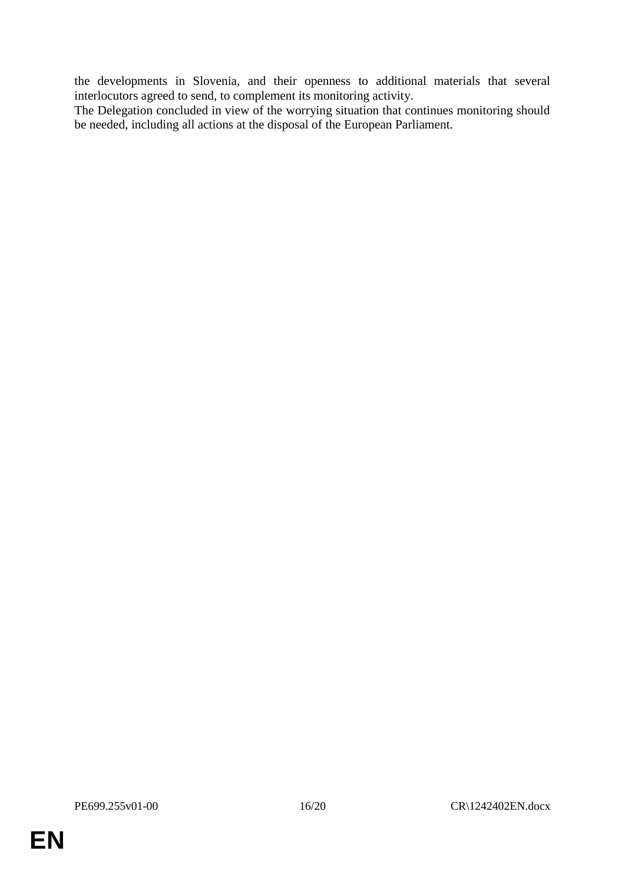the developments in Slovenia, and their openness to additional materials that several interlocutors agreed to send, to complement its monitoring activity.

The Delegation concluded in view of the worrying situation that continues monitoring should be needed, including all actions at the disposal of the European Parliament.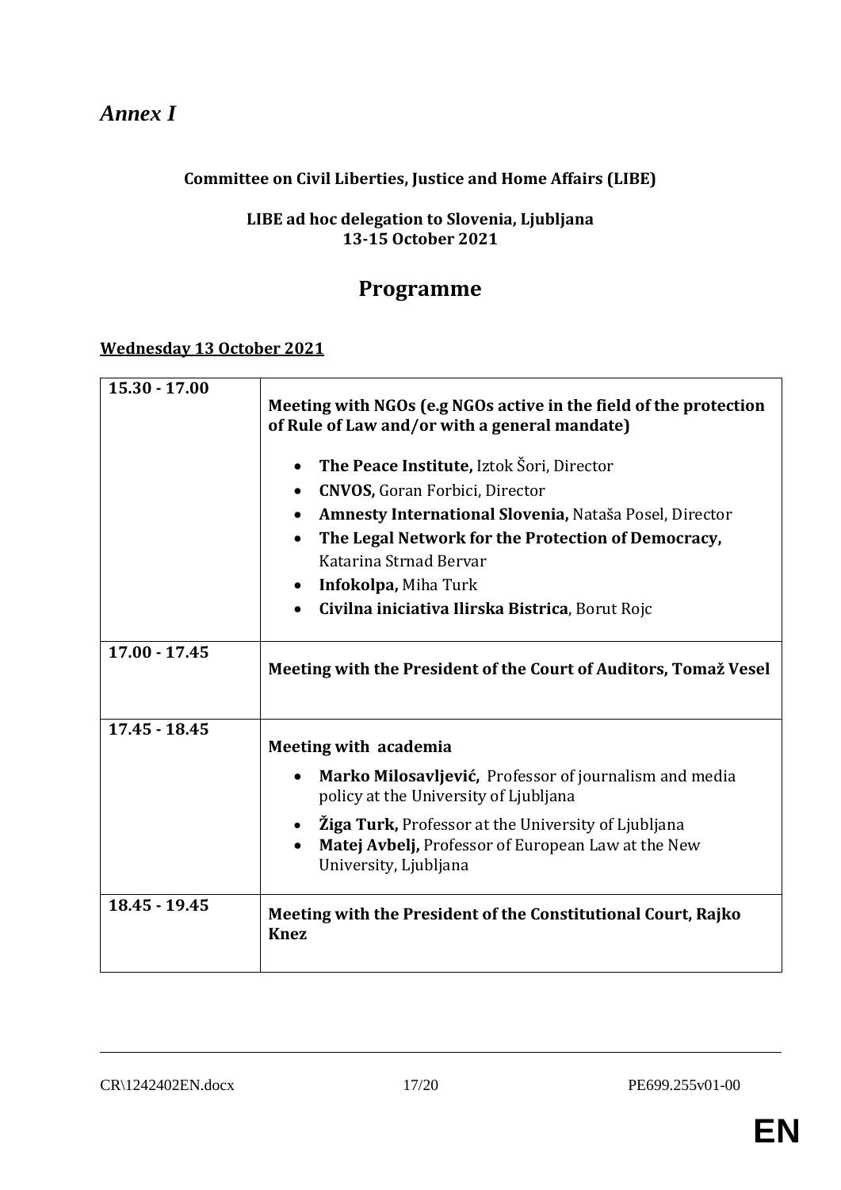# *Annex I*

**Committee on Civil Liberties, Justice and Home Affairs (LIBE)**

**LIBE ad hoc delegation to Slovenia, Ljubljana**
**13-15 October 2021**

## Programme

**Wednesday 13 October 2021**

| | |
|---|---|
| **15.30 - 17.00** | **Meeting with NGOs (e.g NGOs active in the field of the protection of Rule of Law and/or with a general mandate)**<br>• **The Peace Institute,** Iztok Šori, Director<br>• **CNVOS,** Goran Forbici, Director<br>• **Amnesty International Slovenia,** Nataša Posel, Director<br>• **The Legal Network for the Protection of Democracy,** Katarina Strnad Bervar<br>• **Infokolpa,** Miha Turk<br>• **Civilna iniciativa Ilirska Bistrica**, Borut Rojc |
| **17.00 - 17.45** | **Meeting with the President of the Court of Auditors, Tomaž Vesel** |
| **17.45 - 18.45** | **Meeting with academia**<br>• **Marko Milosavljević,** Professor of journalism and media policy at the University of Ljubljana<br>• **Žiga Turk,** Professor at the University of Ljubljana<br>• **Matej Avbelj,** Professor of European Law at the New University, Ljubljana |
| **18.45 - 19.45** | **Meeting with the President of the Constitutional Court, Rajko Knez** |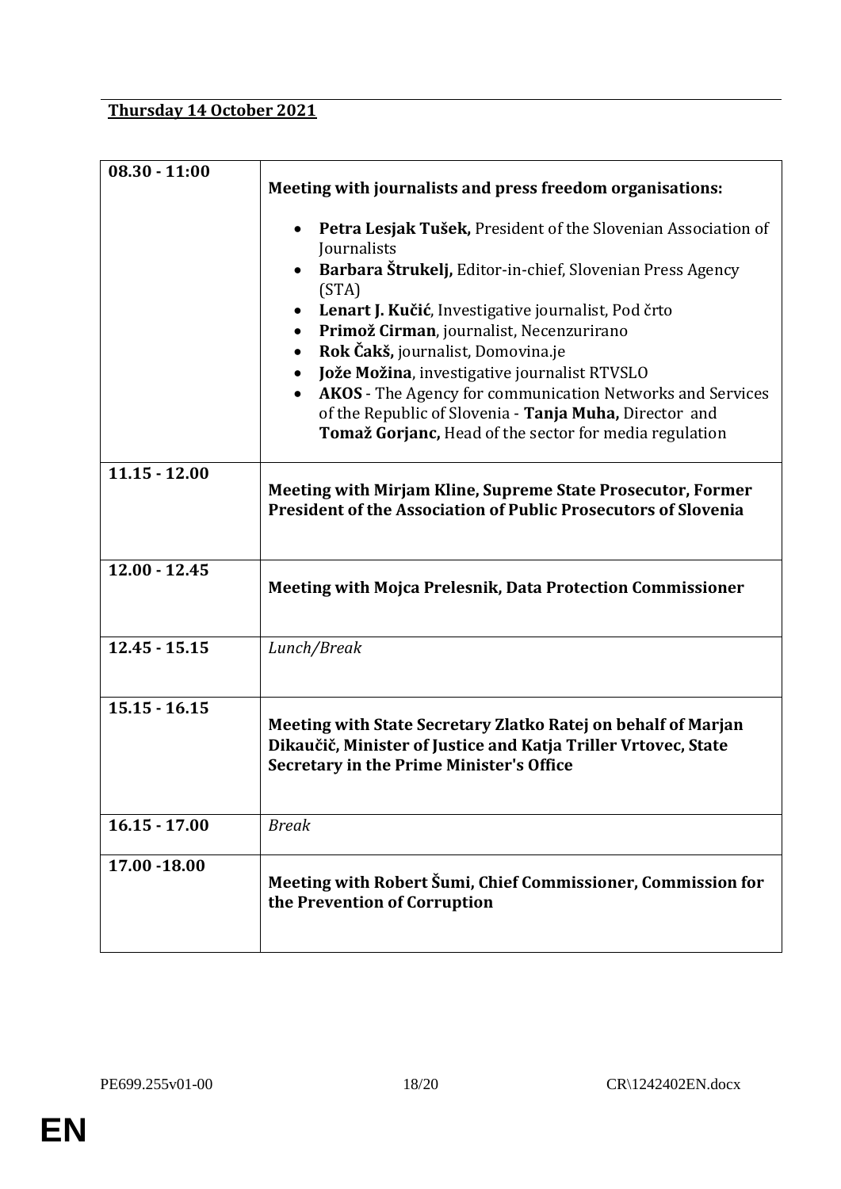**Thursday 14 October 2021**

| 08.30 - 11:00 | **Meeting with journalists and press freedom organisations:**<br>• **Petra Lesjak Tušek,** President of the Slovenian Association of Journalists<br>• **Barbara Štrukelj,** Editor-in-chief, Slovenian Press Agency (STA)<br>• **Lenart J. Kučić**, Investigative journalist, Pod črto<br>• **Primož Cirman**, journalist, Necenzurirano<br>• **Rok Čakš,** journalist, Domovina.je<br>• **Jože Možina**, investigative journalist RTVSLO<br>• **AKOS** - The Agency for communication Networks and Services of the Republic of Slovenia - **Tanja Muha,** Director and **Tomaž Gorjanc,** Head of the sector for media regulation |
|---|---|
| 11.15 - 12.00 | **Meeting with Mirjam Kline, Supreme State Prosecutor, Former President of the Association of Public Prosecutors of Slovenia** |
| 12.00 - 12.45 | **Meeting with Mojca Prelesnik, Data Protection Commissioner** |
| 12.45 - 15.15 | *Lunch/Break* |
| 15.15 - 16.15 | **Meeting with State Secretary Zlatko Ratej on behalf of Marjan Dikaučič, Minister of Justice and Katja Triller Vrtovec, State Secretary in the Prime Minister's Office** |
| 16.15 - 17.00 | *Break* |
| 17.00 -18.00 | **Meeting with Robert Šumi, Chief Commissioner, Commission for the Prevention of Corruption** |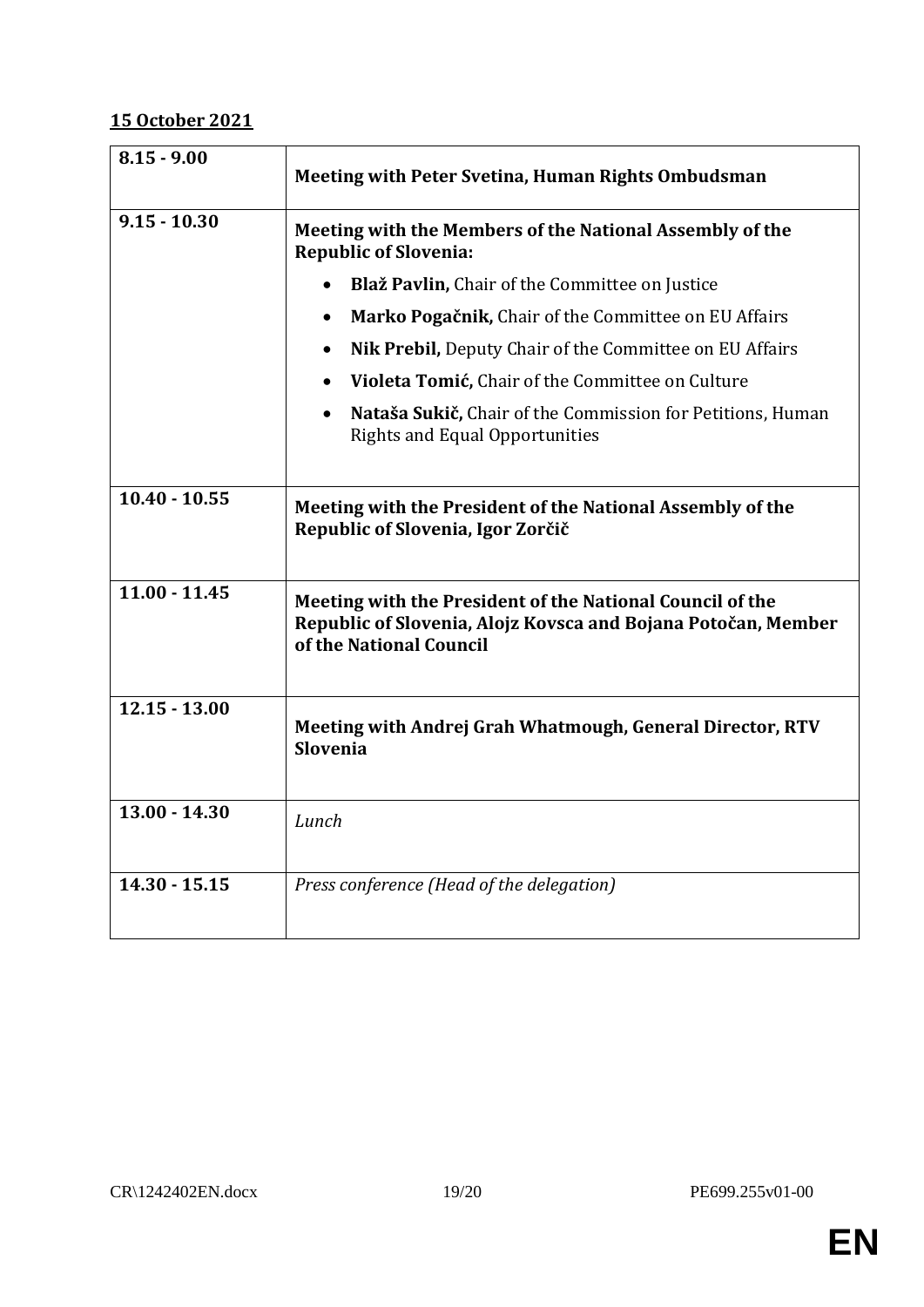**15 October 2021**

| | |
|---|---|
| **8.15 - 9.00** | **Meeting with Peter Svetina, Human Rights Ombudsman** |
| **9.15 - 10.30** | **Meeting with the Members of the National Assembly of the Republic of Slovenia:**<br>• **Blaž Pavlin,** Chair of the Committee on Justice<br>• **Marko Pogačnik,** Chair of the Committee on EU Affairs<br>• **Nik Prebil,** Deputy Chair of the Committee on EU Affairs<br>• **Violeta Tomić,** Chair of the Committee on Culture<br>• **Nataša Sukič,** Chair of the Commission for Petitions, Human Rights and Equal Opportunities |
| **10.40 - 10.55** | **Meeting with the President of the National Assembly of the Republic of Slovenia, Igor Zorčič** |
| **11.00 - 11.45** | **Meeting with the President of the National Council of the Republic of Slovenia, Alojz Kovsca and Bojana Potočan, Member of the National Council** |
| **12.15 - 13.00** | **Meeting with Andrej Grah Whatmough, General Director, RTV Slovenia** |
| **13.00 - 14.30** | *Lunch* |
| **14.30 - 15.15** | *Press conference (Head of the delegation)* |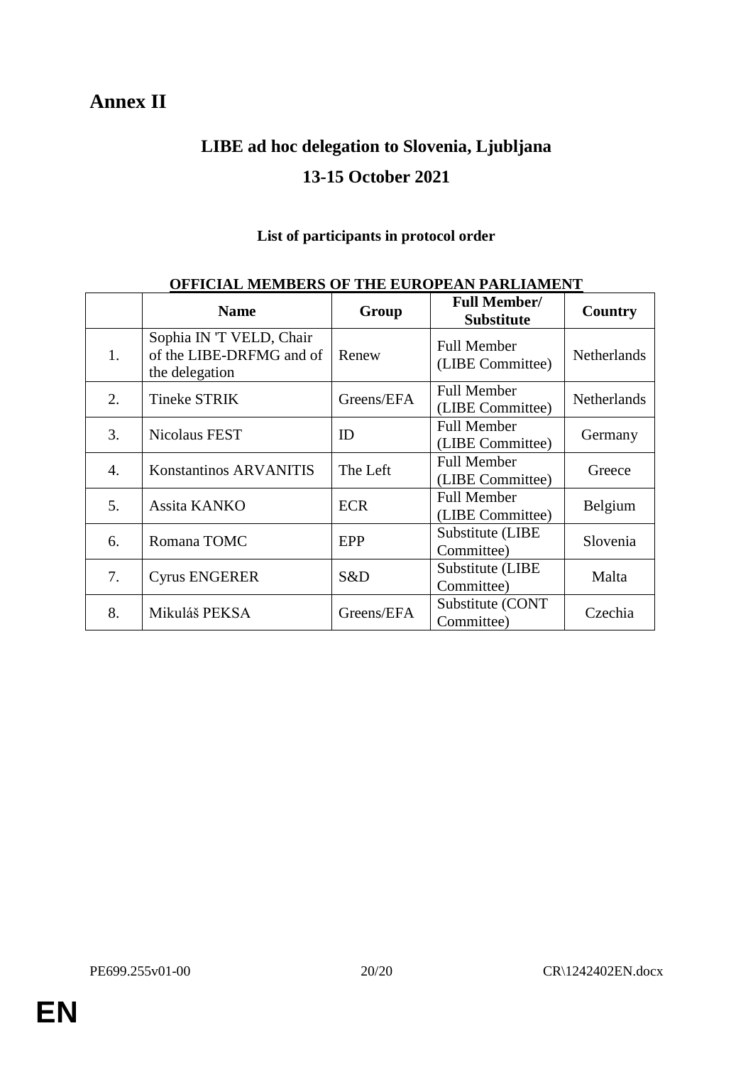# Annex II

## LIBE ad hoc delegation to Slovenia, Ljubljana

## 13-15 October 2021

**List of participants in protocol order**

**OFFICIAL MEMBERS OF THE EUROPEAN PARLIAMENT**

| | Name | Group | Full Member/ Substitute | Country |
|---|---|---|---|---|
| 1. | Sophia IN 'T VELD, Chair of the LIBE-DRFMG and of the delegation | Renew | Full Member (LIBE Committee) | Netherlands |
| 2. | Tineke STRIK | Greens/EFA | Full Member (LIBE Committee) | Netherlands |
| 3. | Nicolaus FEST | ID | Full Member (LIBE Committee) | Germany |
| 4. | Konstantinos ARVANITIS | The Left | Full Member (LIBE Committee) | Greece |
| 5. | Assita KANKO | ECR | Full Member (LIBE Committee) | Belgium |
| 6. | Romana TOMC | EPP | Substitute (LIBE Committee) | Slovenia |
| 7. | Cyrus ENGERER | S&D | Substitute (LIBE Committee) | Malta |
| 8. | Mikuláš PEKSA | Greens/EFA | Substitute (CONT Committee) | Czechia |